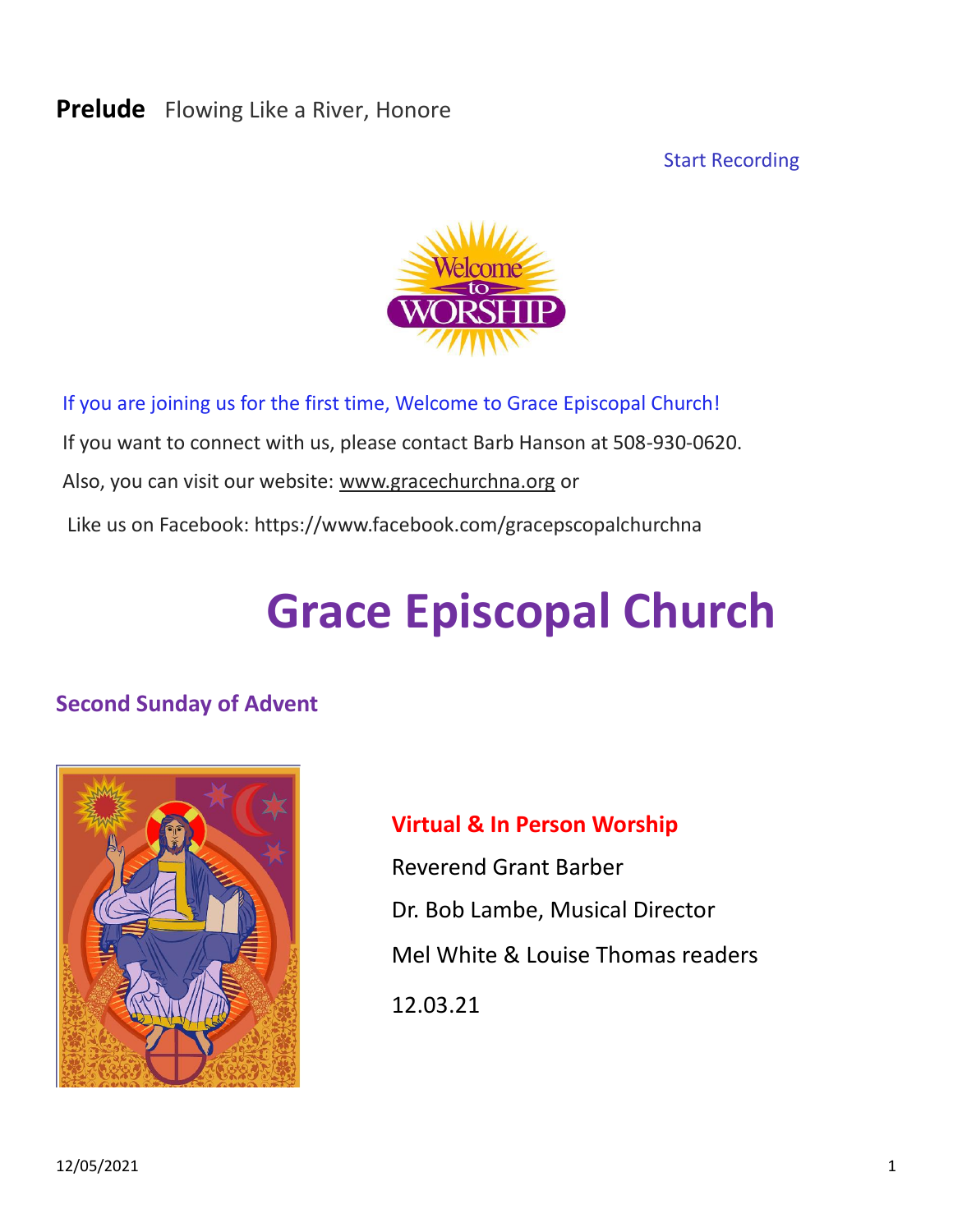**Prelude** Flowing Like a River, Honore

Start Recording

If you are joining us for the first time, Welcome to Grace Episcopal Church!

If you want to connect with us, please contact Barb Hanson at 508-930-0620.

Also, you can visit our website: www.gracechurchna.org or

Like us on Facebook: https://www.facebook.com/gracepscopalchurchna

# Grace Episcopal Church

## Second Sunday of Advent

**Virtual & In Person Worship**

Reverend Grant Barber

Dr. Bob Lambe, Musical Director

Mel White & Louise Thomas readers

12.03.21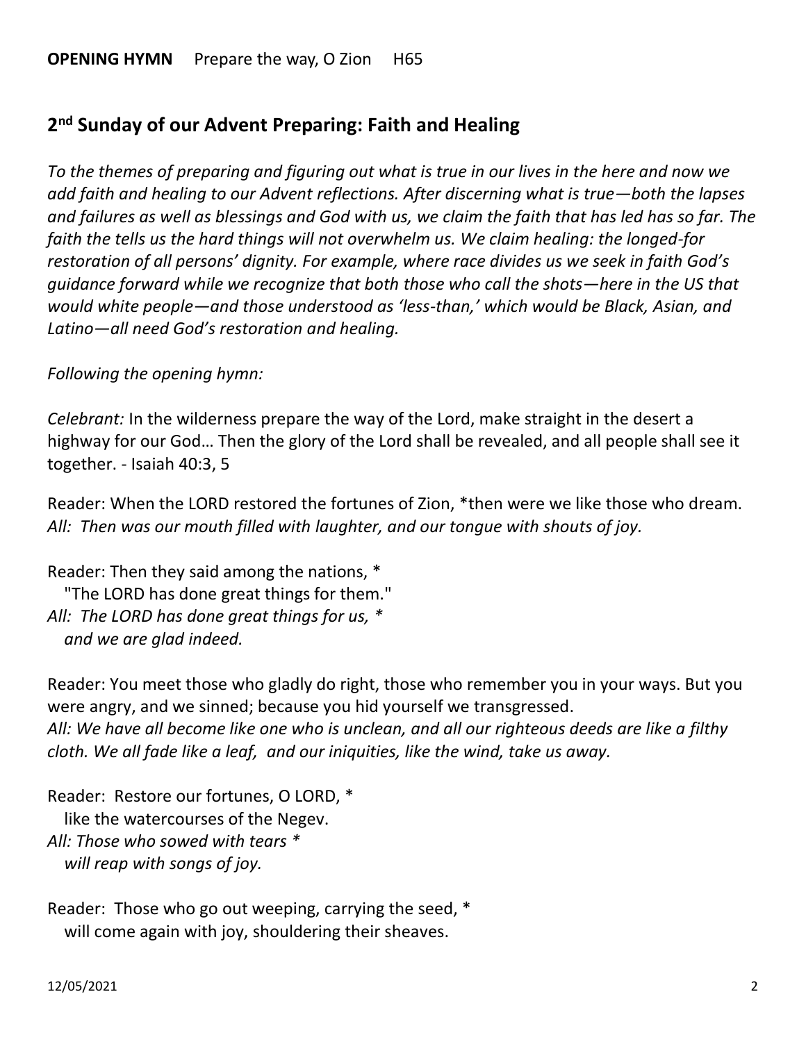**OPENING HYMN** Prepare the way, O Zion H65

## 2nd Sunday of our Advent Preparing: Faith and Healing

*To the themes of preparing and figuring out what is true in our lives in the here and now we add faith and healing to our Advent reflections. After discerning what is true—both the lapses and failures as well as blessings and God with us, we claim the faith that has led has so far. The faith the tells us the hard things will not overwhelm us. We claim healing: the longed-for restoration of all persons' dignity. For example, where race divides us we seek in faith God's guidance forward while we recognize that both those who call the shots—here in the US that would white people—and those understood as 'less-than,' which would be Black, Asian, and Latino—all need God's restoration and healing.*

*Following the opening hymn:*

*Celebrant:* In the wilderness prepare the way of the Lord, make straight in the desert a highway for our God… Then the glory of the Lord shall be revealed, and all people shall see it together. - Isaiah 40:3, 5

Reader: When the LORD restored the fortunes of Zion, *then were we like those who dream.
*All: Then was our mouth filled with laughter, and our tongue with shouts of joy.*

Reader: Then they said among the nations, *
"The LORD has done great things for them."
*All: The LORD has done great things for us, **
*and we are glad indeed.*

Reader: You meet those who gladly do right, those who remember you in your ways. But you were angry, and we sinned; because you hid yourself we transgressed.
*All: We have all become like one who is unclean, and all our righteous deeds are like a filthy cloth. We all fade like a leaf, and our iniquities, like the wind, take us away.*

Reader: Restore our fortunes, O LORD, *
like the watercourses of the Negev.
*All: Those who sowed with tears **
*will reap with songs of joy.*

Reader: Those who go out weeping, carrying the seed, *
will come again with joy, shouldering their sheaves.

12/05/2021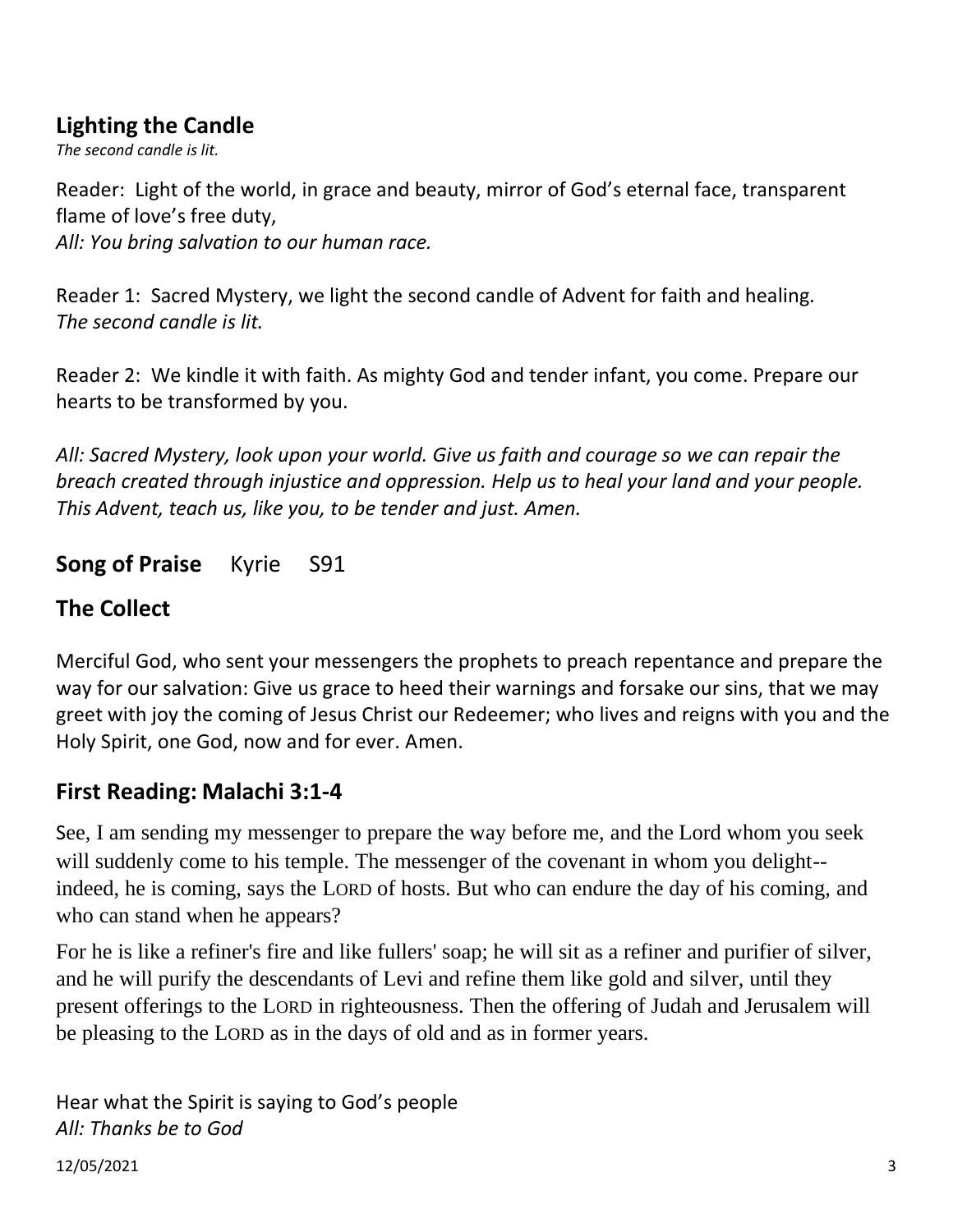## Lighting the Candle

*The second candle is lit.*

Reader: Light of the world, in grace and beauty, mirror of God's eternal face, transparent flame of love's free duty,
*All: You bring salvation to our human race.*

Reader 1: Sacred Mystery, we light the second candle of Advent for faith and healing.
*The second candle is lit.*

Reader 2: We kindle it with faith. As mighty God and tender infant, you come. Prepare our hearts to be transformed by you.

*All: Sacred Mystery, look upon your world. Give us faith and courage so we can repair the breach created through injustice and oppression. Help us to heal your land and your people. This Advent, teach us, like you, to be tender and just. Amen.*

## Song of Praise Kyrie S91

## The Collect

Merciful God, who sent your messengers the prophets to preach repentance and prepare the way for our salvation: Give us grace to heed their warnings and forsake our sins, that we may greet with joy the coming of Jesus Christ our Redeemer; who lives and reigns with you and the Holy Spirit, one God, now and for ever. Amen.

## First Reading: Malachi 3:1-4

See, I am sending my messenger to prepare the way before me, and the Lord whom you seek will suddenly come to his temple. The messenger of the covenant in whom you delight--indeed, he is coming, says the LORD of hosts. But who can endure the day of his coming, and who can stand when he appears?

For he is like a refiner's fire and like fullers' soap; he will sit as a refiner and purifier of silver, and he will purify the descendants of Levi and refine them like gold and silver, until they present offerings to the LORD in righteousness. Then the offering of Judah and Jerusalem will be pleasing to the LORD as in the days of old and as in former years.

Hear what the Spirit is saying to God's people
*All: Thanks be to God*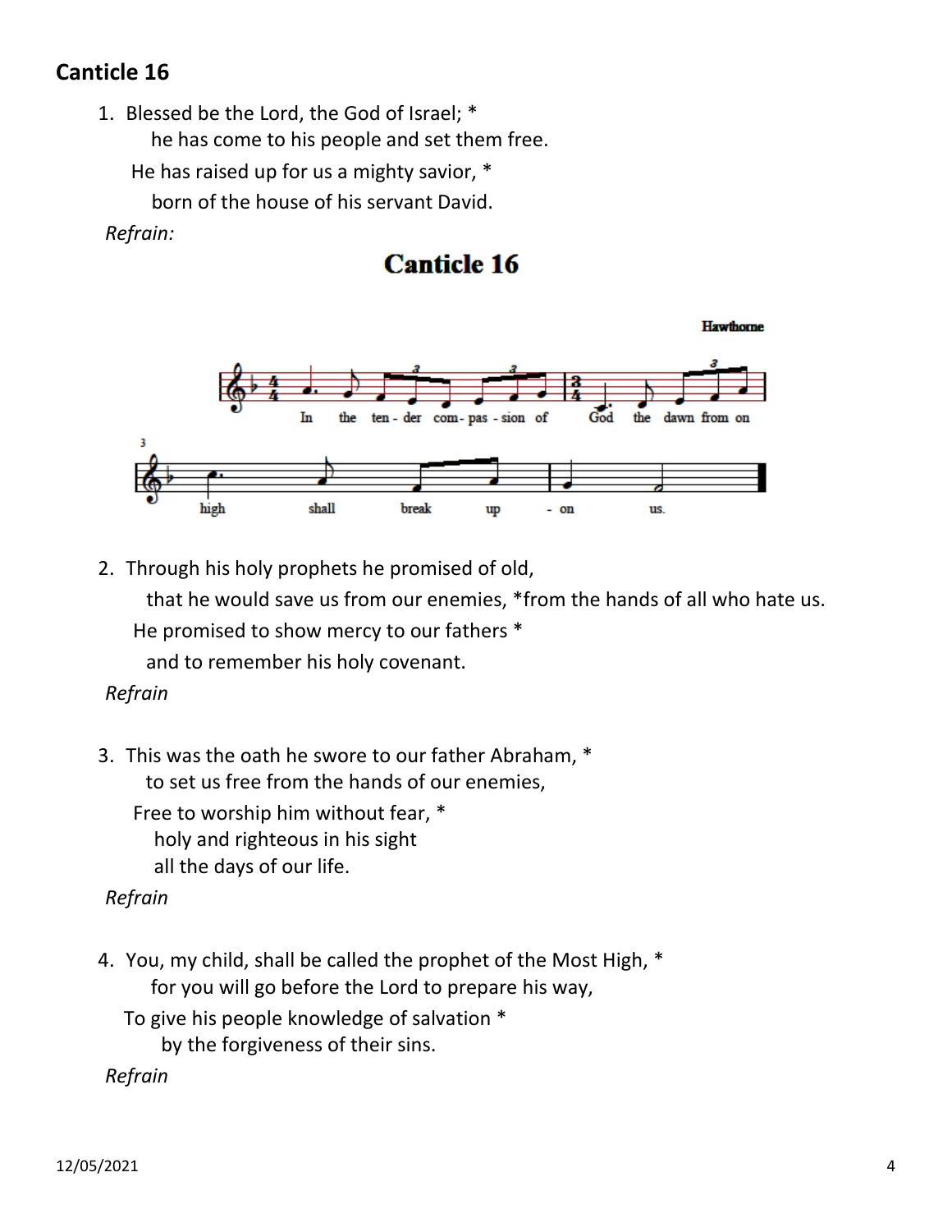## Canticle 16

1. Blessed be the Lord, the God of Israel; *
   he has come to his people and set them free.
   He has raised up for us a mighty savior, *
   born of the house of his servant David.

*Refrain:*

**Canticle 16**

Hawthorne

In the ten - der com - pas - sion of God the dawn from on high shall break up - on us.

2. Through his holy prophets he promised of old,
   that he would save us from our enemies, *from the hands of all who hate us.
   He promised to show mercy to our fathers *
   and to remember his holy covenant.

*Refrain*

3. This was the oath he swore to our father Abraham, *
   to set us free from the hands of our enemies,
   Free to worship him without fear, *
   holy and righteous in his sight
   all the days of our life.

*Refrain*

4. You, my child, shall be called the prophet of the Most High, *
   for you will go before the Lord to prepare his way,
   To give his people knowledge of salvation *
   by the forgiveness of their sins.

*Refrain*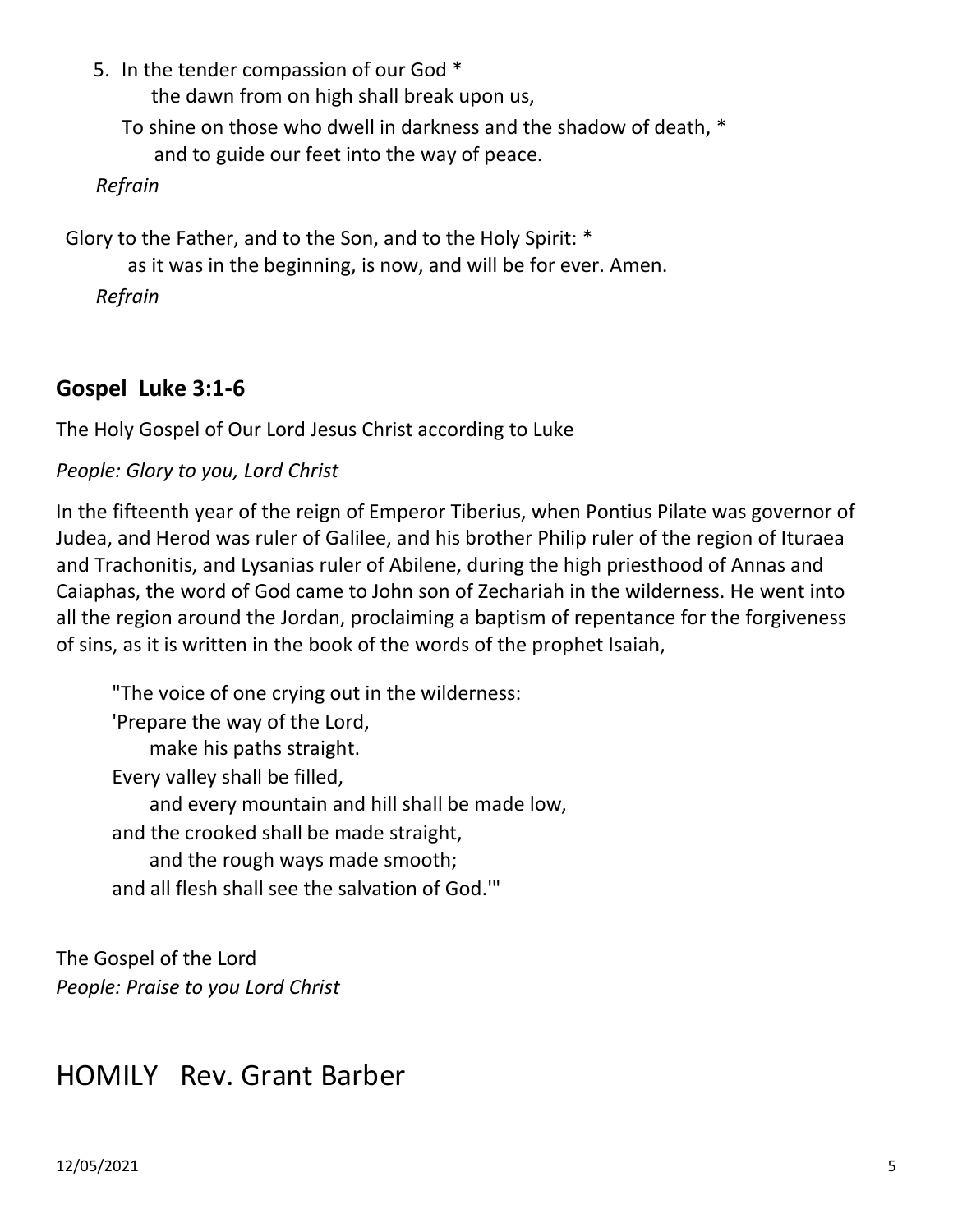5. In the tender compassion of our God *  
    the dawn from on high shall break upon us,  
  To shine on those who dwell in darkness and the shadow of death, *  
    and to guide our feet into the way of peace.  

  *Refrain*

Glory to the Father, and to the Son, and to the Holy Spirit: *  
  as it was in the beginning, is now, and will be for ever. Amen.  

  *Refrain*

## Gospel Luke 3:1-6

The Holy Gospel of Our Lord Jesus Christ according to Luke

*People: Glory to you, Lord Christ*

In the fifteenth year of the reign of Emperor Tiberius, when Pontius Pilate was governor of Judea, and Herod was ruler of Galilee, and his brother Philip ruler of the region of Ituraea and Trachonitis, and Lysanias ruler of Abilene, during the high priesthood of Annas and Caiaphas, the word of God came to John son of Zechariah in the wilderness. He went into all the region around the Jordan, proclaiming a baptism of repentance for the forgiveness of sins, as it is written in the book of the words of the prophet Isaiah,

> "The voice of one crying out in the wilderness:  
> 'Prepare the way of the Lord,  
>   make his paths straight.  
> Every valley shall be filled,  
>   and every mountain and hill shall be made low,  
> and the crooked shall be made straight,  
>   and the rough ways made smooth;  
> and all flesh shall see the salvation of God.'"

The Gospel of the Lord  
*People: Praise to you Lord Christ*

# HOMILY Rev. Grant Barber

12/05/2021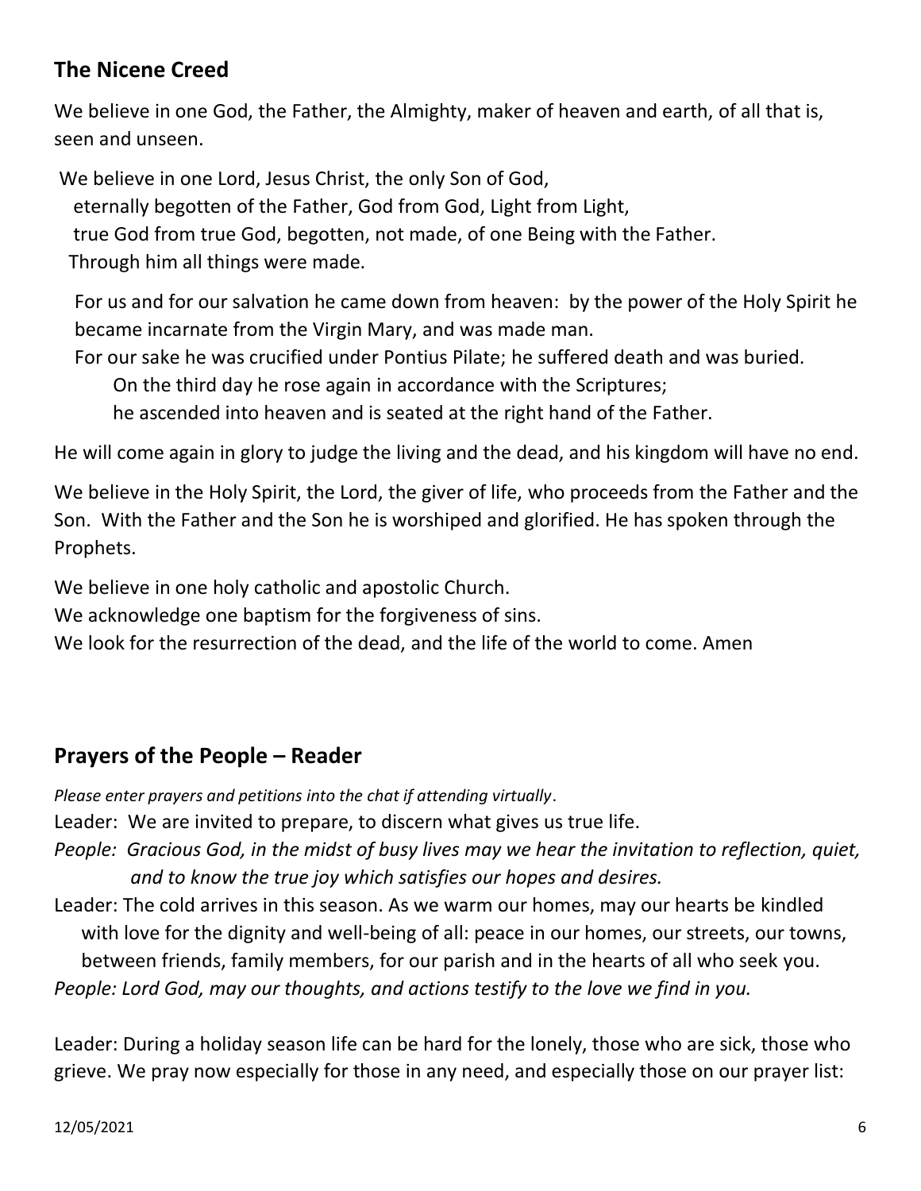## The Nicene Creed

We believe in one God, the Father, the Almighty, maker of heaven and earth, of all that is, seen and unseen.

We believe in one Lord, Jesus Christ, the only Son of God,
eternally begotten of the Father, God from God, Light from Light,
true God from true God, begotten, not made, of one Being with the Father.
Through him all things were made.

For us and for our salvation he came down from heaven: by the power of the Holy Spirit he became incarnate from the Virgin Mary, and was made man.
For our sake he was crucified under Pontius Pilate; he suffered death and was buried.
On the third day he rose again in accordance with the Scriptures;
he ascended into heaven and is seated at the right hand of the Father.

He will come again in glory to judge the living and the dead, and his kingdom will have no end.

We believe in the Holy Spirit, the Lord, the giver of life, who proceeds from the Father and the Son. With the Father and the Son he is worshiped and glorified. He has spoken through the Prophets.

We believe in one holy catholic and apostolic Church.
We acknowledge one baptism for the forgiveness of sins.
We look for the resurrection of the dead, and the life of the world to come. Amen

## Prayers of the People – Reader

*Please enter prayers and petitions into the chat if attending virtually*.

Leader: We are invited to prepare, to discern what gives us true life.

*People: Gracious God, in the midst of busy lives may we hear the invitation to reflection, quiet, and to know the true joy which satisfies our hopes and desires.*

Leader: The cold arrives in this season. As we warm our homes, may our hearts be kindled with love for the dignity and well-being of all: peace in our homes, our streets, our towns, between friends, family members, for our parish and in the hearts of all who seek you.

*People: Lord God, may our thoughts, and actions testify to the love we find in you.*

Leader: During a holiday season life can be hard for the lonely, those who are sick, those who grieve. We pray now especially for those in any need, and especially those on our prayer list: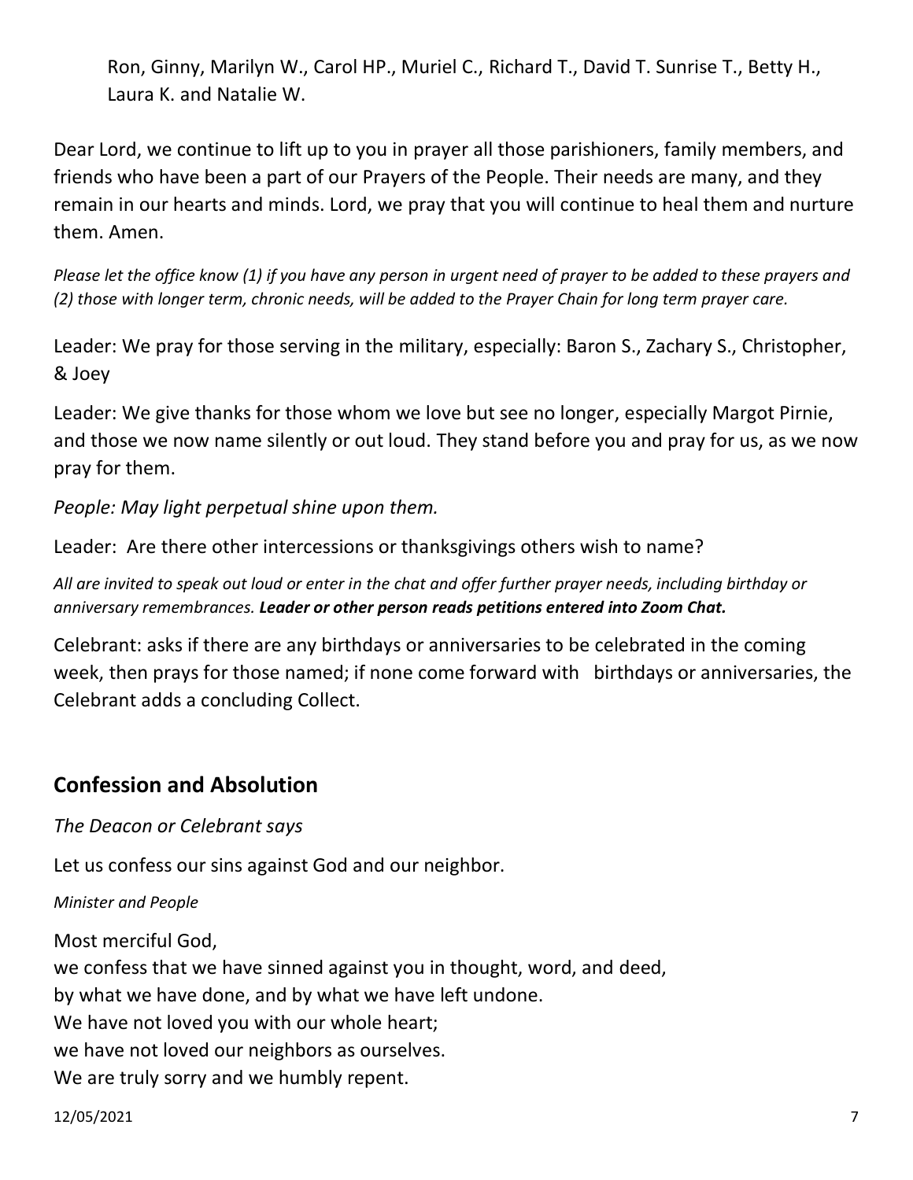Ron, Ginny, Marilyn W., Carol HP., Muriel C., Richard T., David T. Sunrise T., Betty H., Laura K. and Natalie W.

Dear Lord, we continue to lift up to you in prayer all those parishioners, family members, and friends who have been a part of our Prayers of the People. Their needs are many, and they remain in our hearts and minds. Lord, we pray that you will continue to heal them and nurture them. Amen.

*Please let the office know (1) if you have any person in urgent need of prayer to be added to these prayers and (2) those with longer term, chronic needs, will be added to the Prayer Chain for long term prayer care.*

Leader: We pray for those serving in the military, especially: Baron S., Zachary S., Christopher, & Joey

Leader: We give thanks for those whom we love but see no longer, especially Margot Pirnie, and those we now name silently or out loud. They stand before you and pray for us, as we now pray for them.

*People: May light perpetual shine upon them.*

Leader: Are there other intercessions or thanksgivings others wish to name?

*All are invited to speak out loud or enter in the chat and offer further prayer needs, including birthday or anniversary remembrances.* ***Leader or other person reads petitions entered into Zoom Chat.***

Celebrant: asks if there are any birthdays or anniversaries to be celebrated in the coming week, then prays for those named; if none come forward with birthdays or anniversaries, the Celebrant adds a concluding Collect.

## Confession and Absolution

*The Deacon or Celebrant says*

Let us confess our sins against God and our neighbor.

*Minister and People*

Most merciful God,
we confess that we have sinned against you in thought, word, and deed,
by what we have done, and by what we have left undone.
We have not loved you with our whole heart;
we have not loved our neighbors as ourselves.
We are truly sorry and we humbly repent.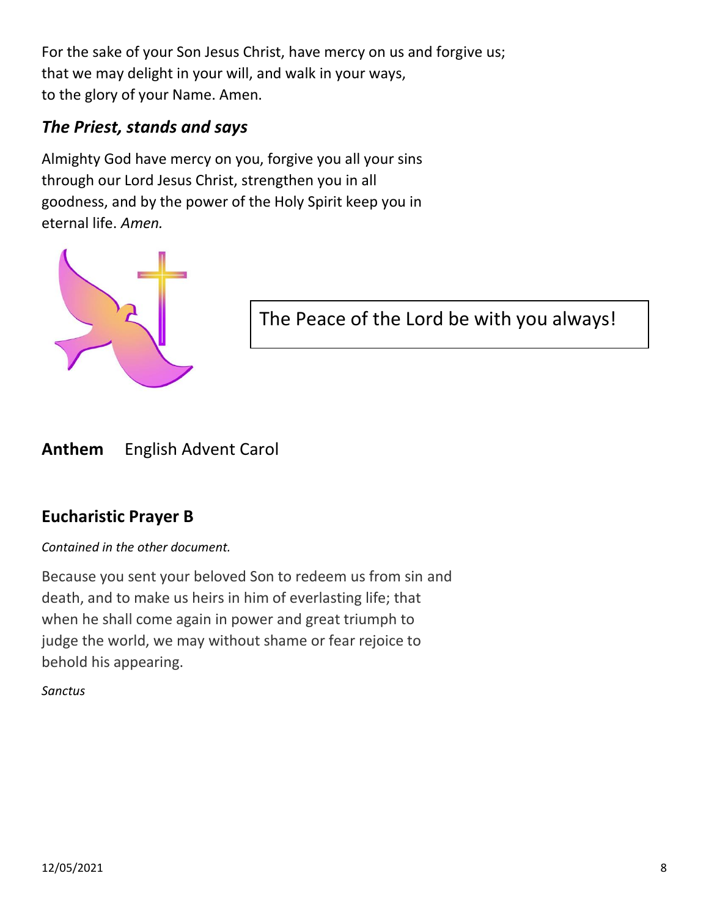For the sake of your Son Jesus Christ, have mercy on us and forgive us;
that we may delight in your will, and walk in your ways,
to the glory of your Name. Amen.

### *The Priest, stands and says*

Almighty God have mercy on you, forgive you all your sins through our Lord Jesus Christ, strengthen you in all goodness, and by the power of the Holy Spirit keep you in eternal life. *Amen.*

The Peace of the Lord be with you always!

**Anthem** English Advent Carol

## Eucharistic Prayer B

*Contained in the other document.*

Because you sent your beloved Son to redeem us from sin and death, and to make us heirs in him of everlasting life; that when he shall come again in power and great triumph to judge the world, we may without shame or fear rejoice to behold his appearing.

*Sanctus*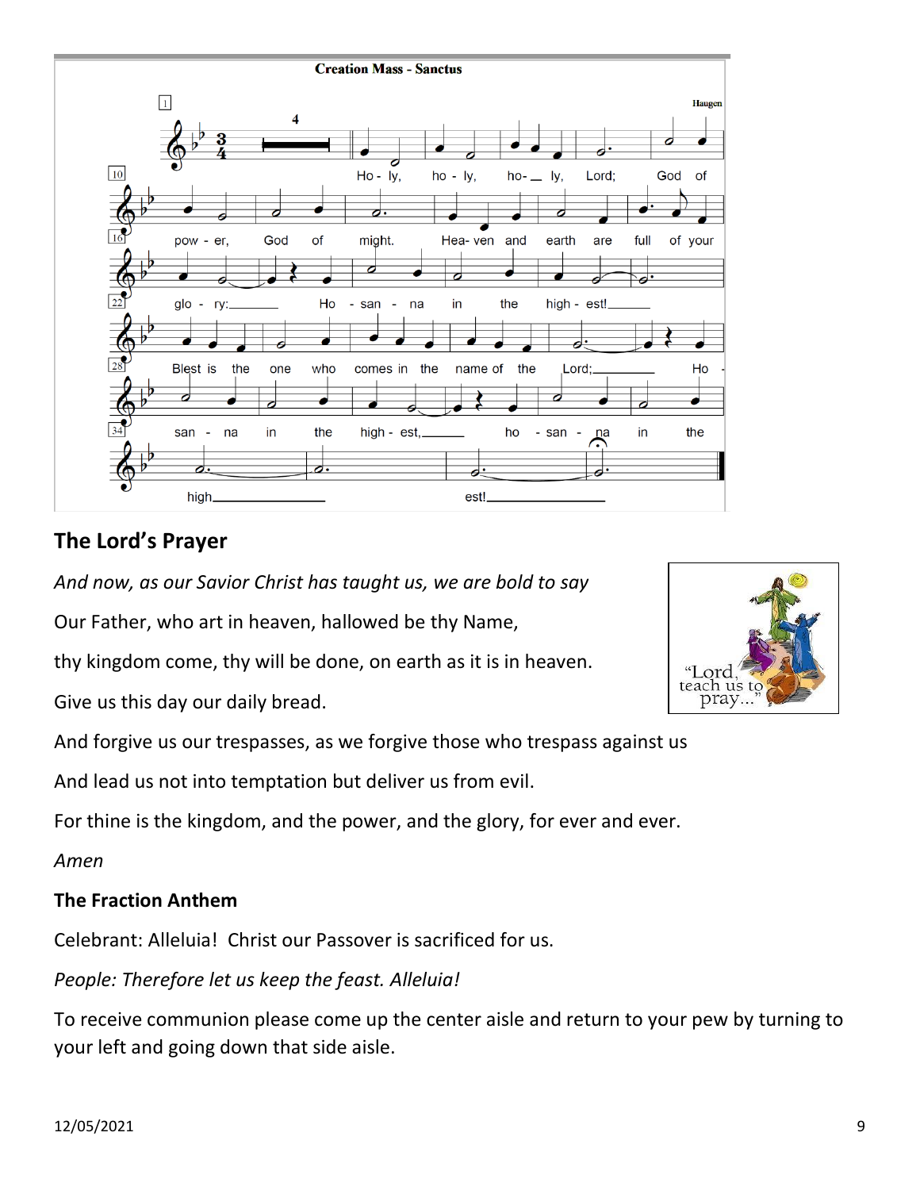**Creation Mass - Sanctus**

Haugen

Ho - ly, ho - ly, ho- ly, Lord; God of pow - er, God of might. Hea- ven and earth are full of your glo - ry: Ho - san - na in the high - est! Blest is the one who comes in the name of the Lord; Ho - san - na in the high - est, ho - san - na in the high est!

## The Lord's Prayer

*And now, as our Savior Christ has taught us, we are bold to say*

Our Father, who art in heaven, hallowed be thy Name,

thy kingdom come, thy will be done, on earth as it is in heaven.

Give us this day our daily bread.

And forgive us our trespasses, as we forgive those who trespass against us

And lead us not into temptation but deliver us from evil.

For thine is the kingdom, and the power, and the glory, for ever and ever.

*Amen*

"Lord, teach us to pray..."

### The Fraction Anthem

Celebrant: Alleluia! Christ our Passover is sacrificed for us.

*People: Therefore let us keep the feast. Alleluia!*

To receive communion please come up the center aisle and return to your pew by turning to your left and going down that side aisle.

12/05/2021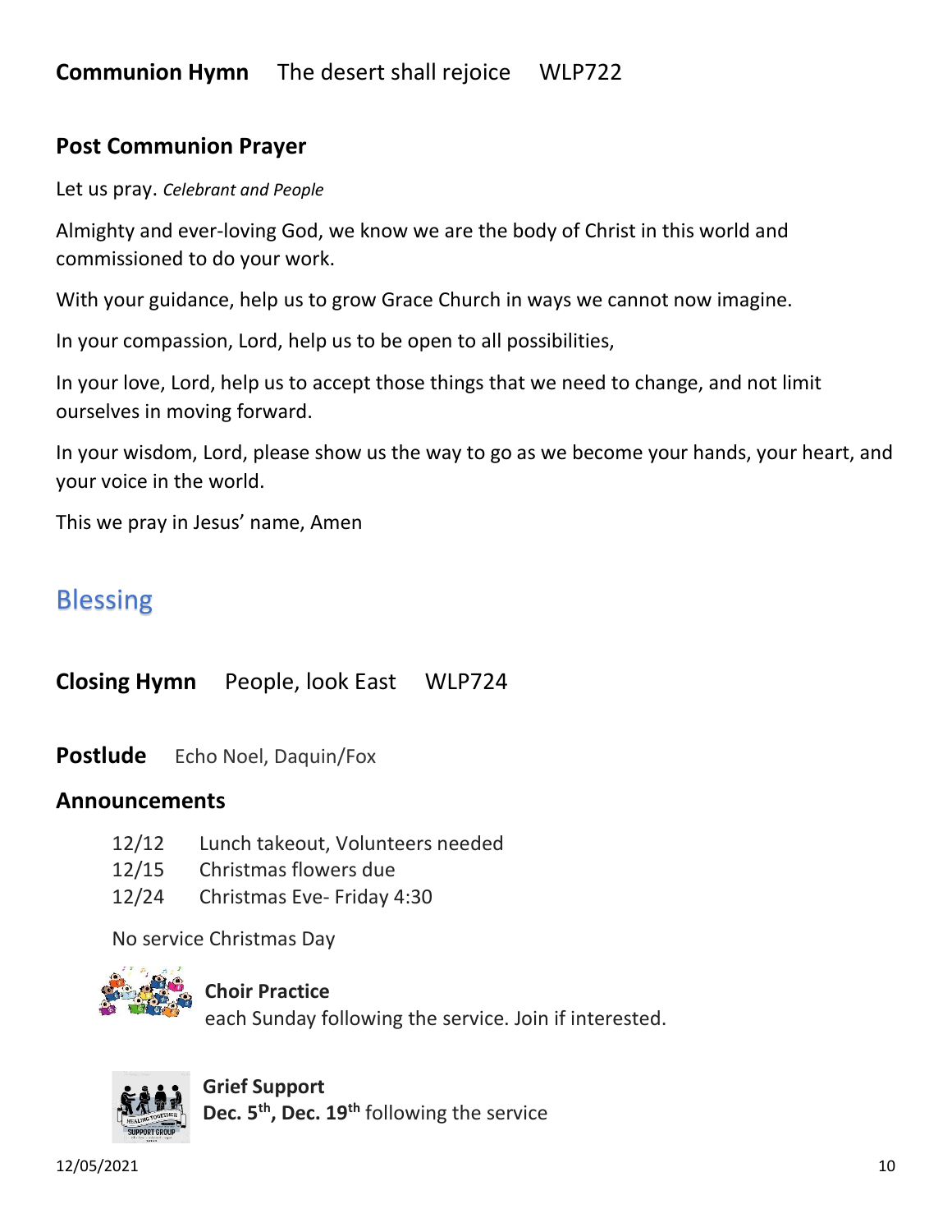**Communion Hymn** The desert shall rejoice WLP722

**Post Communion Prayer**

Let us pray. *Celebrant and People*

Almighty and ever-loving God, we know we are the body of Christ in this world and commissioned to do your work.

With your guidance, help us to grow Grace Church in ways we cannot now imagine.

In your compassion, Lord, help us to be open to all possibilities,

In your love, Lord, help us to accept those things that we need to change, and not limit ourselves in moving forward.

In your wisdom, Lord, please show us the way to go as we become your hands, your heart, and your voice in the world.

This we pray in Jesus' name, Amen

## Blessing

**Closing Hymn** People, look East WLP724

**Postlude** Echo Noel, Daquin/Fox

**Announcements**

12/12 Lunch takeout, Volunteers needed
12/15 Christmas flowers due
12/24 Christmas Eve- Friday 4:30

No service Christmas Day

**Choir Practice**
each Sunday following the service. Join if interested.

**Grief Support**
**Dec. 5th, Dec. 19th** following the service

12/05/2021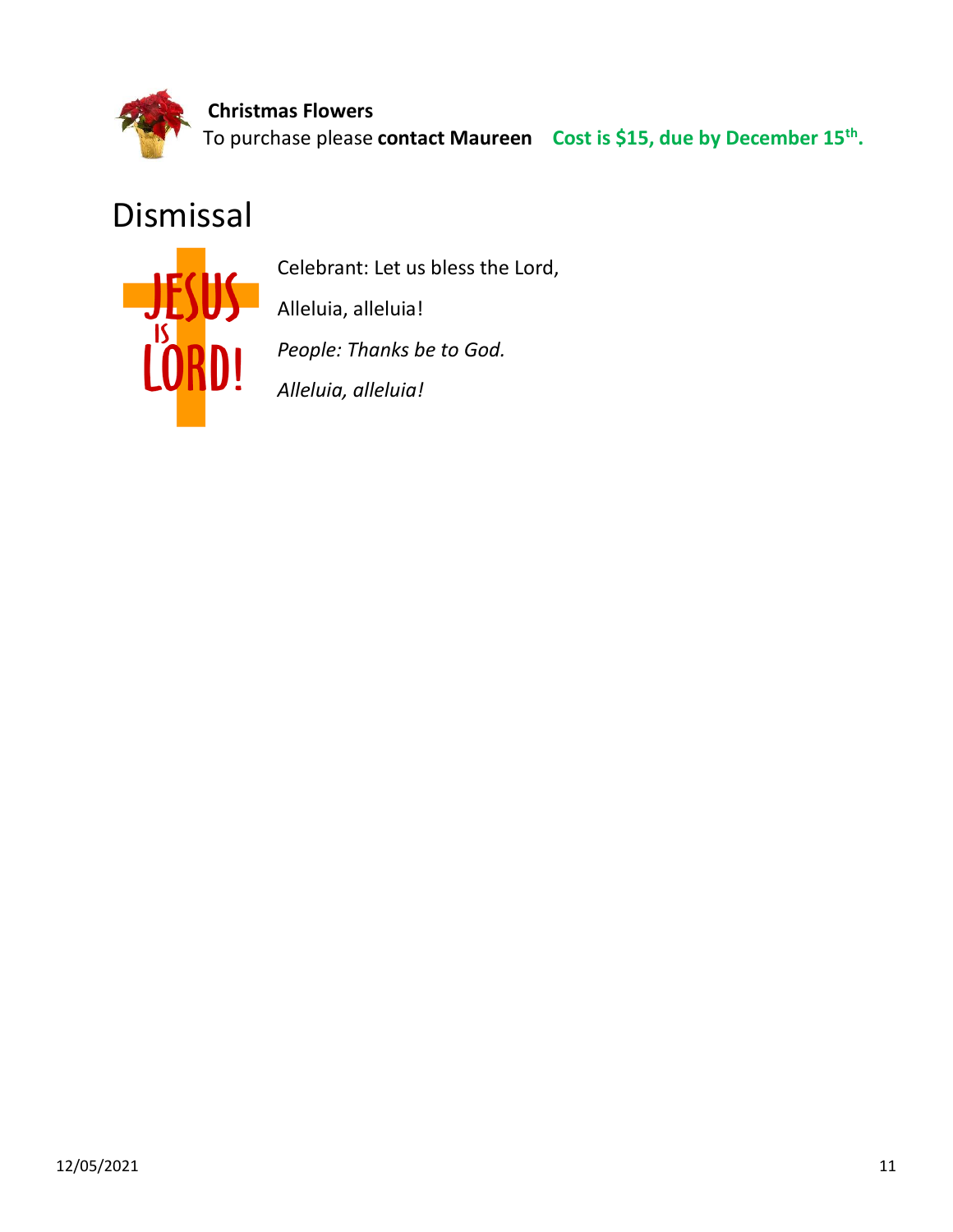**Christmas Flowers**

To purchase please **contact Maureen** **Cost is $15, due by December 15th.**

# Dismissal

Celebrant: Let us bless the Lord,

Alleluia, alleluia!

*People: Thanks be to God.*

*Alleluia, alleluia!*